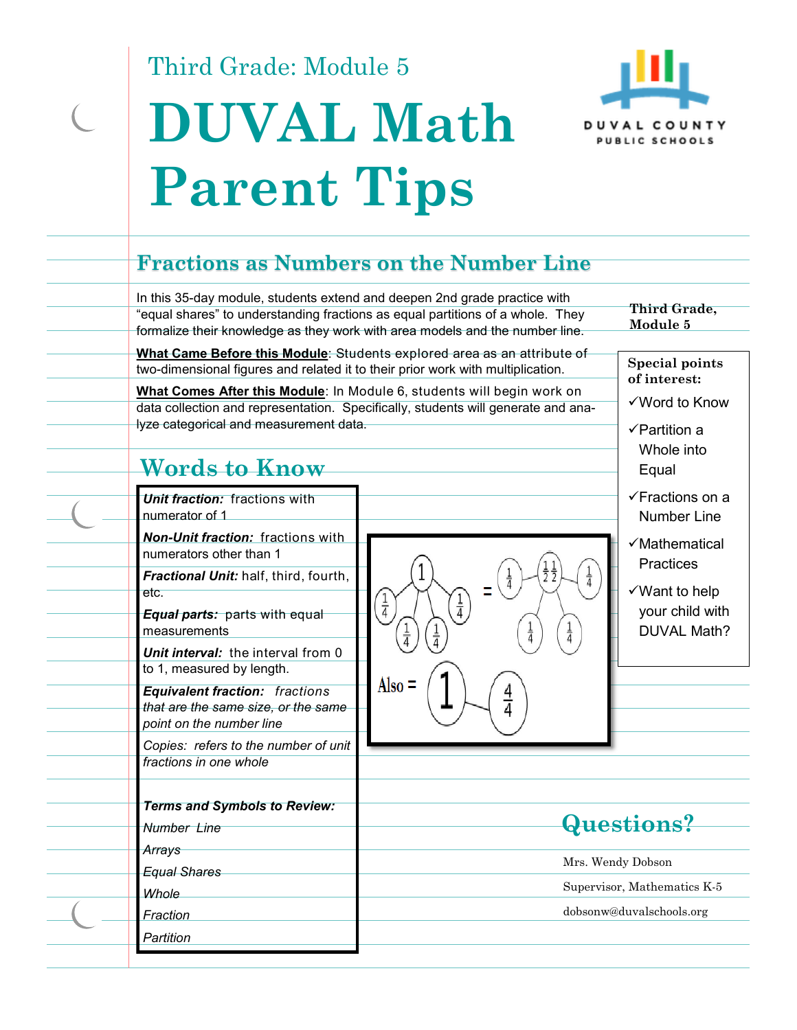Third Grade: Module 5

# DUVAL Math Parent Tips

DUVAL COUNTY PUBLIC SCHOOLS

## Fractions as Numbers on the Number Line

In this 35-day module, students extend and deepen 2nd grade practice with "equal shares" to understanding fractions as equal partitions of a whole. They formalize their knowledge as they work with area models and the number line.

**What Came Before this Module**: Students explored area as an attribute of two-dimensional figures and related it to their prior work with multiplication.

**What Comes After this Module**: In Module 6, students will begin work on data collection and representation. Specifically, students will generate and analyze categorical and measurement data.

## Words to Know

***Unit fraction:*** fractions with numerator of 1

***Non-Unit fraction:*** fractions with numerators other than 1

***Fractional Unit:*** half, third, fourth, etc.

***Equal parts:*** parts with equal measurements

***Unit interval:*** the interval from 0 to 1, measured by length.

***Equivalent fraction:*** *fractions that are the same size, or the same point on the number line*

*Copies: refers to the number of unit fractions in one whole*

***Terms and Symbols to Review:***

*Number Line*

*Arrays*

*Equal Shares*

*Whole*

*Fraction*

*Partition*

1 → $\frac{1}{4}$, $\frac{1}{4}$, $\frac{1}{4}$, $\frac{1}{4}$ = $\frac{1}{4}$, $\frac{1}{2}\frac{1}{2}$, $\frac{1}{4}$, $\frac{1}{4}$, $\frac{1}{4}$

Also = 1 → $\frac{4}{4}$

**Third Grade, Module 5**

**Special points of interest:**

- ✓Word to Know
- ✓Partition a Whole into Equal
- ✓Fractions on a Number Line
- ✓Mathematical Practices
- ✓Want to help your child with DUVAL Math?

## Questions?

Mrs. Wendy Dobson

Supervisor, Mathematics K-5

dobsonw@duvalschools.org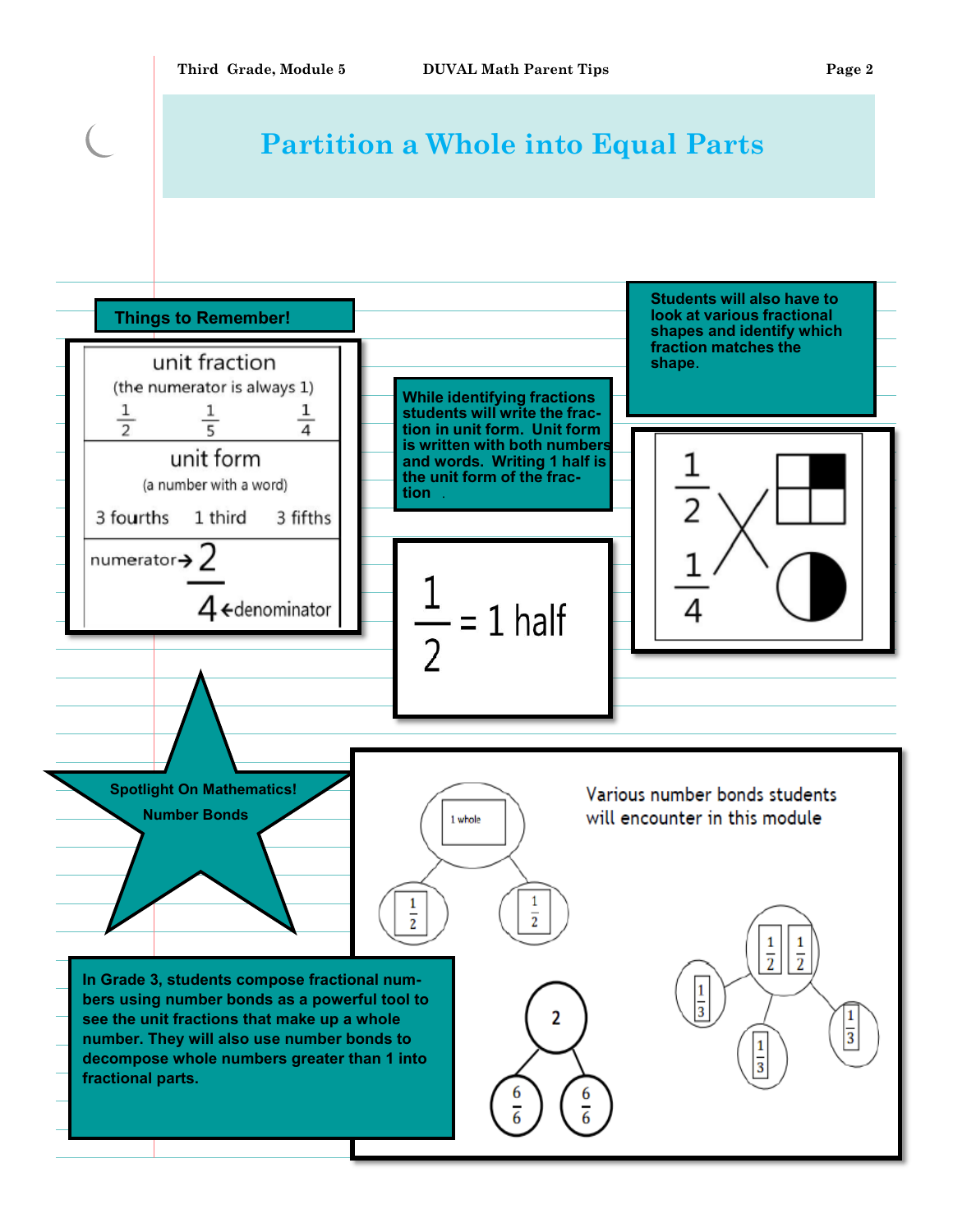# Partition a Whole into Equal Parts

## Things to Remember!

**unit fraction**
(the numerator is always 1)
$\frac{1}{2}$ $\frac{1}{5}$ $\frac{1}{4}$

**unit form**
(a number with a word)
3 fourths 1 third 3 fifths

numerator → 2
4 ← denominator

While identifying fractions students will write the fraction in unit form. Unit form is written with both numbers and words. Writing 1 half is the unit form of the fraction.

$\frac{1}{2}$ = 1 half

Students will also have to look at various fractional shapes and identify which fraction matches the shape.

$\frac{1}{2}$ $\frac{1}{4}$

## Spotlight On Mathematics! Number Bonds

In Grade 3, students compose fractional numbers using number bonds as a powerful tool to see the unit fractions that make up a whole number. They will also use number bonds to decompose whole numbers greater than 1 into fractional parts.

Various number bonds students will encounter in this module

1 whole → $\frac{1}{2}$, $\frac{1}{2}$

2 → $\frac{6}{6}$, $\frac{6}{6}$

$\frac{1}{2}$ $\frac{1}{2}$ → $\frac{1}{3}$, $\frac{1}{3}$, $\frac{1}{3}$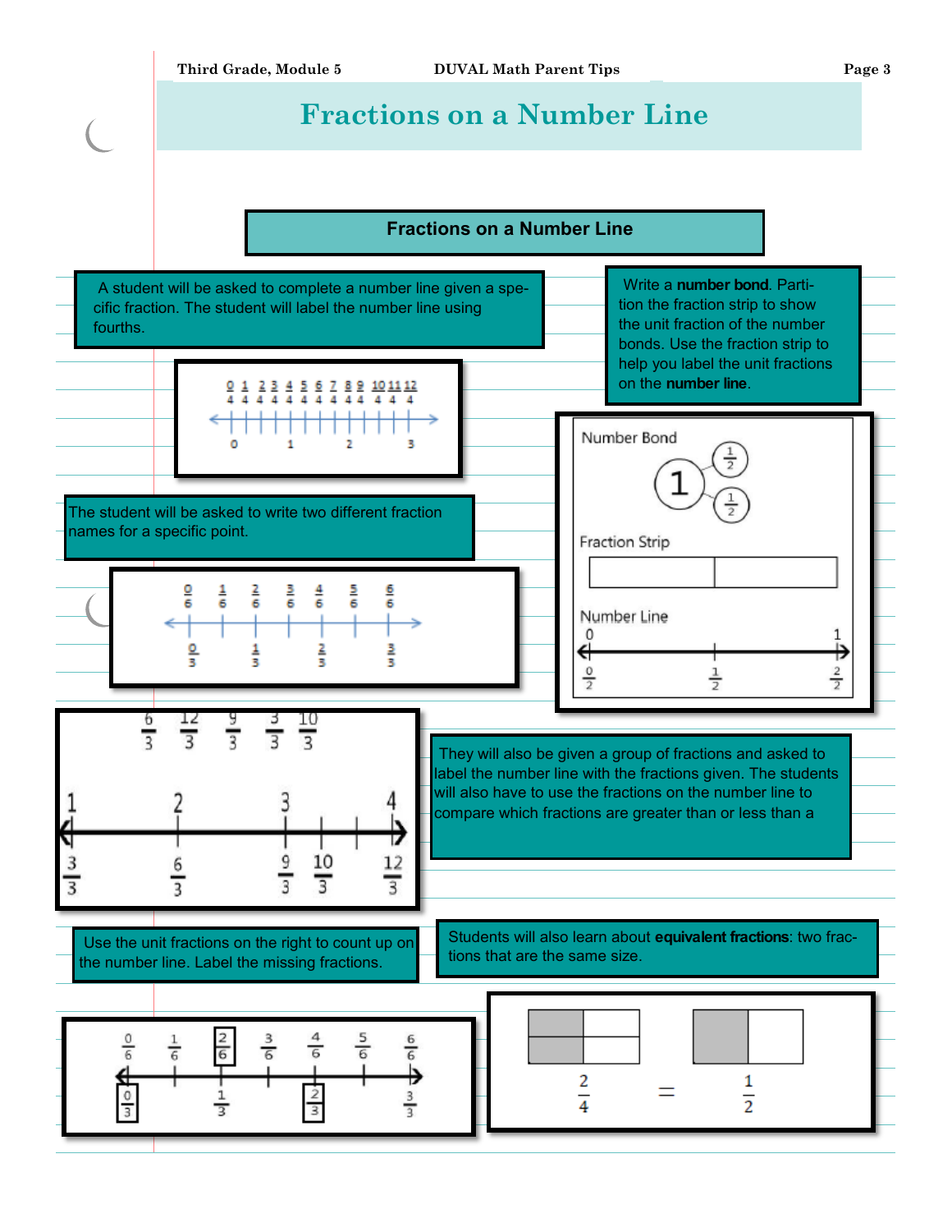# Fractions on a Number Line

## Fractions on a Number Line

A student will be asked to complete a number line given a specific fraction. The student will label the number line using fourths.

Write a **number bond**. Partition the fraction strip to show the unit fraction of the number bonds. Use the fraction strip to help you label the unit fractions on the **number line**.

The student will be asked to write two different fraction names for a specific point.

They will also be given a group of fractions and asked to label the number line with the fractions given. The students will also have to use the fractions on the number line to compare which fractions are greater than or less than a

Use the unit fractions on the right to count up on the number line. Label the missing fractions.

Students will also learn about **equivalent fractions**: two fractions that are the same size.

$\frac{2}{4} = \frac{1}{2}$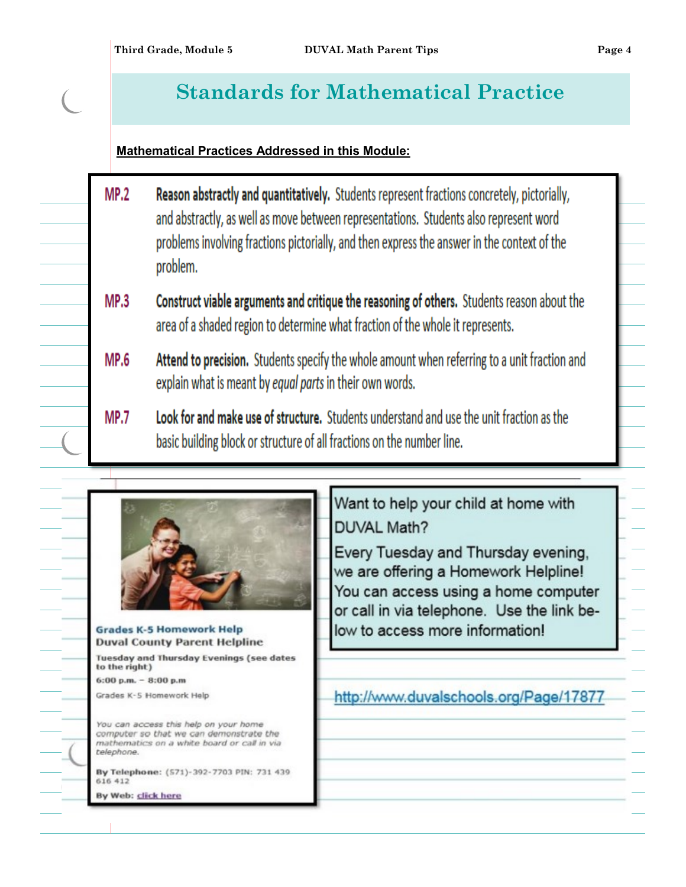# Standards for Mathematical Practice

**Mathematical Practices Addressed in this Module:**

**MP.2** **Reason abstractly and quantitatively.** Students represent fractions concretely, pictorially, and abstractly, as well as move between representations. Students also represent word problems involving fractions pictorially, and then express the answer in the context of the problem.

**MP.3** **Construct viable arguments and critique the reasoning of others.** Students reason about the area of a shaded region to determine what fraction of the whole it represents.

**MP.6** **Attend to precision.** Students specify the whole amount when referring to a unit fraction and explain what is meant by *equal parts* in their own words.

**MP.7** **Look for and make use of structure.** Students understand and use the unit fraction as the basic building block or structure of all fractions on the number line.

**Grades K-5 Homework Help**
**Duval County Parent Helpline**

Tuesday and Thursday Evenings (see dates to the right)

6:00 p.m. – 8:00 p.m

Grades K-5 Homework Help

*You can access this help on your home computer so that we can demonstrate the mathematics on a white board or call in via telephone.*

**By Telephone:** (571)-392-7703 PIN: 731 439 616 412

**By Web:** click here

Want to help your child at home with DUVAL Math?

Every Tuesday and Thursday evening, we are offering a Homework Helpline! You can access using a home computer or call in via telephone. Use the link below to access more information!

http://www.duvalschools.org/Page/17877